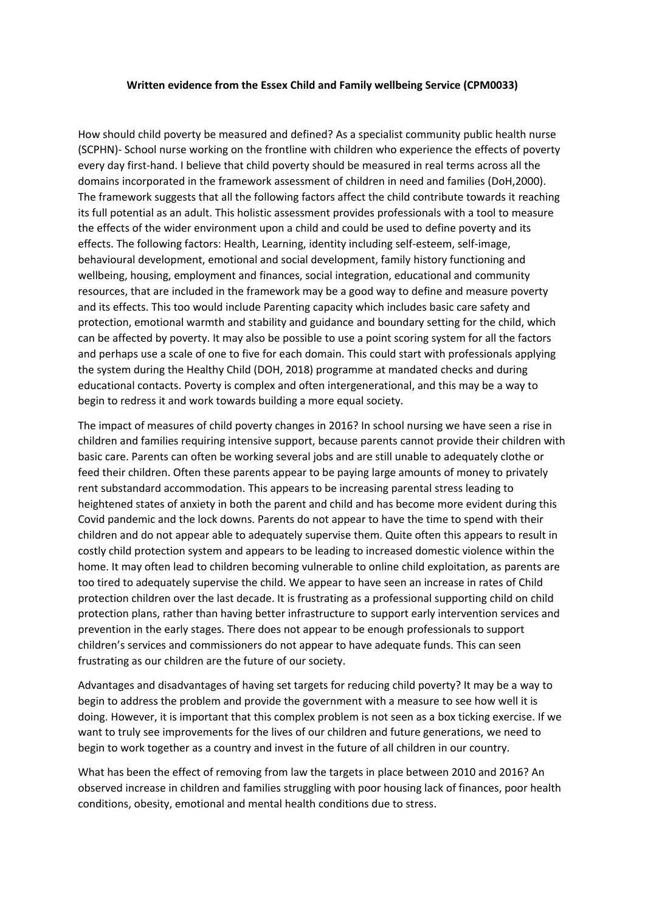**Written evidence from the Essex Child and Family wellbeing Service (CPM0033)**

How should child poverty be measured and defined? As a specialist community public health nurse (SCPHN)- School nurse working on the frontline with children who experience the effects of poverty every day first-hand. I believe that child poverty should be measured in real terms across all the domains incorporated in the framework assessment of children in need and families (DoH,2000). The framework suggests that all the following factors affect the child contribute towards it reaching its full potential as an adult. This holistic assessment provides professionals with a tool to measure the effects of the wider environment upon a child and could be used to define poverty and its effects. The following factors: Health, Learning, identity including self-esteem, self-image, behavioural development, emotional and social development, family history functioning and wellbeing, housing, employment and finances, social integration, educational and community resources, that are included in the framework may be a good way to define and measure poverty and its effects. This too would include Parenting capacity which includes basic care safety and protection, emotional warmth and stability and guidance and boundary setting for the child, which can be affected by poverty. It may also be possible to use a point scoring system for all the factors and perhaps use a scale of one to five for each domain. This could start with professionals applying the system during the Healthy Child (DOH, 2018) programme at mandated checks and during educational contacts. Poverty is complex and often intergenerational, and this may be a way to begin to redress it and work towards building a more equal society.

The impact of measures of child poverty changes in 2016? In school nursing we have seen a rise in children and families requiring intensive support, because parents cannot provide their children with basic care. Parents can often be working several jobs and are still unable to adequately clothe or feed their children. Often these parents appear to be paying large amounts of money to privately rent substandard accommodation. This appears to be increasing parental stress leading to heightened states of anxiety in both the parent and child and has become more evident during this Covid pandemic and the lock downs. Parents do not appear to have the time to spend with their children and do not appear able to adequately supervise them. Quite often this appears to result in costly child protection system and appears to be leading to increased domestic violence within the home. It may often lead to children becoming vulnerable to online child exploitation, as parents are too tired to adequately supervise the child. We appear to have seen an increase in rates of Child protection children over the last decade. It is frustrating as a professional supporting child on child protection plans, rather than having better infrastructure to support early intervention services and prevention in the early stages. There does not appear to be enough professionals to support children's services and commissioners do not appear to have adequate funds. This can seen frustrating as our children are the future of our society.

Advantages and disadvantages of having set targets for reducing child poverty? It may be a way to begin to address the problem and provide the government with a measure to see how well it is doing. However, it is important that this complex problem is not seen as a box ticking exercise. If we want to truly see improvements for the lives of our children and future generations, we need to begin to work together as a country and invest in the future of all children in our country.

What has been the effect of removing from law the targets in place between 2010 and 2016? An observed increase in children and families struggling with poor housing lack of finances, poor health conditions, obesity, emotional and mental health conditions due to stress.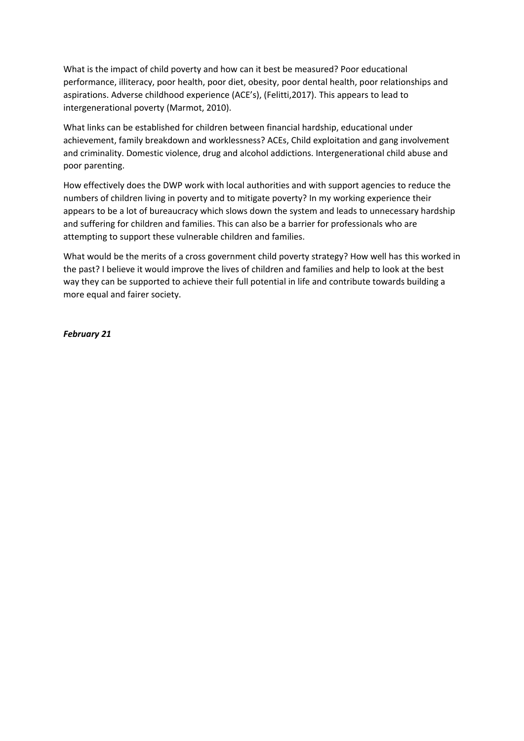What is the impact of child poverty and how can it best be measured? Poor educational performance, illiteracy, poor health, poor diet, obesity, poor dental health, poor relationships and aspirations. Adverse childhood experience (ACE's), (Felitti,2017). This appears to lead to intergenerational poverty (Marmot, 2010).

What links can be established for children between financial hardship, educational under achievement, family breakdown and worklessness? ACEs, Child exploitation and gang involvement and criminality. Domestic violence, drug and alcohol addictions. Intergenerational child abuse and poor parenting.

How effectively does the DWP work with local authorities and with support agencies to reduce the numbers of children living in poverty and to mitigate poverty? In my working experience their appears to be a lot of bureaucracy which slows down the system and leads to unnecessary hardship and suffering for children and families. This can also be a barrier for professionals who are attempting to support these vulnerable children and families.

What would be the merits of a cross government child poverty strategy? How well has this worked in the past? I believe it would improve the lives of children and families and help to look at the best way they can be supported to achieve their full potential in life and contribute towards building a more equal and fairer society.

***February 21***